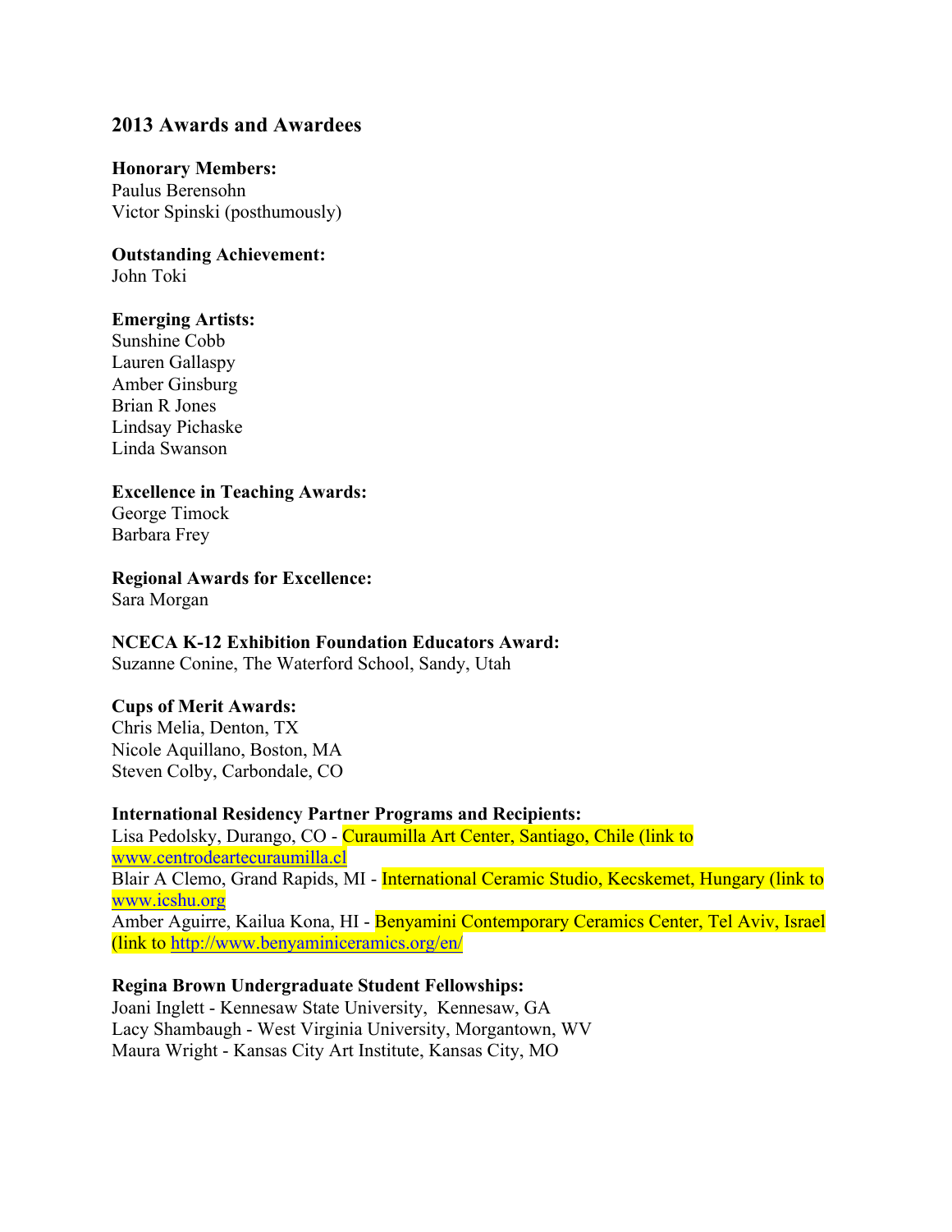## 2013 Awards and Awardees

**Honorary Members:**
Paulus Berensohn
Victor Spinski (posthumously)

**Outstanding Achievement:**
John Toki

**Emerging Artists:**
Sunshine Cobb
Lauren Gallaspy
Amber Ginsburg
Brian R Jones
Lindsay Pichaske
Linda Swanson

**Excellence in Teaching Awards:**
George Timock
Barbara Frey

**Regional Awards for Excellence:**
Sara Morgan

**NCECA K-12 Exhibition Foundation Educators Award:**
Suzanne Conine, The Waterford School, Sandy, Utah

**Cups of Merit Awards:**
Chris Melia, Denton, TX
Nicole Aquillano, Boston, MA
Steven Colby, Carbondale, CO

**International Residency Partner Programs and Recipients:**
Lisa Pedolsky, Durango, CO - Curaumilla Art Center, Santiago, Chile (link to www.centrodeartecuraumilla.cl
Blair A Clemo, Grand Rapids, MI - International Ceramic Studio, Kecskemet, Hungary (link to www.icshu.org
Amber Aguirre, Kailua Kona, HI - Benyamini Contemporary Ceramics Center, Tel Aviv, Israel (link to http://www.benyaminiceramics.org/en/

**Regina Brown Undergraduate Student Fellowships:**
Joani Inglett - Kennesaw State University, Kennesaw, GA
Lacy Shambaugh - West Virginia University, Morgantown, WV
Maura Wright - Kansas City Art Institute, Kansas City, MO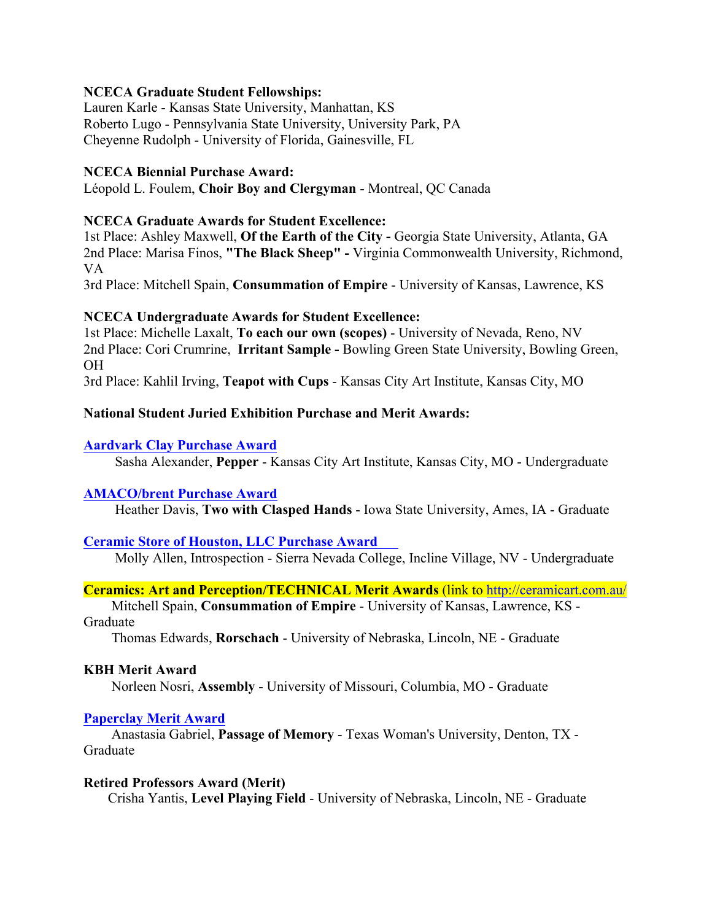**NCECA Graduate Student Fellowships:**
Lauren Karle - Kansas State University, Manhattan, KS
Roberto Lugo - Pennsylvania State University, University Park, PA
Cheyenne Rudolph - University of Florida, Gainesville, FL

**NCECA Biennial Purchase Award:**
Léopold L. Foulem, **Choir Boy and Clergyman** - Montreal, QC Canada

**NCECA Graduate Awards for Student Excellence:**
1st Place: Ashley Maxwell, **Of the Earth of the City -** Georgia State University, Atlanta, GA
2nd Place: Marisa Finos, **"The Black Sheep" -** Virginia Commonwealth University, Richmond, VA
3rd Place: Mitchell Spain, **Consummation of Empire** - University of Kansas, Lawrence, KS

**NCECA Undergraduate Awards for Student Excellence:**
1st Place: Michelle Laxalt, **To each our own (scopes)** - University of Nevada, Reno, NV
2nd Place: Cori Crumrine, **Irritant Sample -** Bowling Green State University, Bowling Green, OH
3rd Place: Kahlil Irving, **Teapot with Cups** - Kansas City Art Institute, Kansas City, MO

**National Student Juried Exhibition Purchase and Merit Awards:**

**Aardvark Clay Purchase Award**
Sasha Alexander, **Pepper** - Kansas City Art Institute, Kansas City, MO - Undergraduate

**AMACO/brent Purchase Award**
Heather Davis, **Two with Clasped Hands** - Iowa State University, Ames, IA - Graduate

**Ceramic Store of Houston, LLC Purchase Award**
Molly Allen, Introspection - Sierra Nevada College, Incline Village, NV - Undergraduate

**Ceramics: Art and Perception/TECHNICAL Merit Awards** (link to http://ceramicart.com.au/
Mitchell Spain, **Consummation of Empire** - University of Kansas, Lawrence, KS - Graduate
Thomas Edwards, **Rorschach** - University of Nebraska, Lincoln, NE - Graduate

**KBH Merit Award**
Norleen Nosri, **Assembly** - University of Missouri, Columbia, MO - Graduate

**Paperclay Merit Award**
Anastasia Gabriel, **Passage of Memory** - Texas Woman's University, Denton, TX - Graduate

**Retired Professors Award (Merit)**
Crisha Yantis, **Level Playing Field** - University of Nebraska, Lincoln, NE - Graduate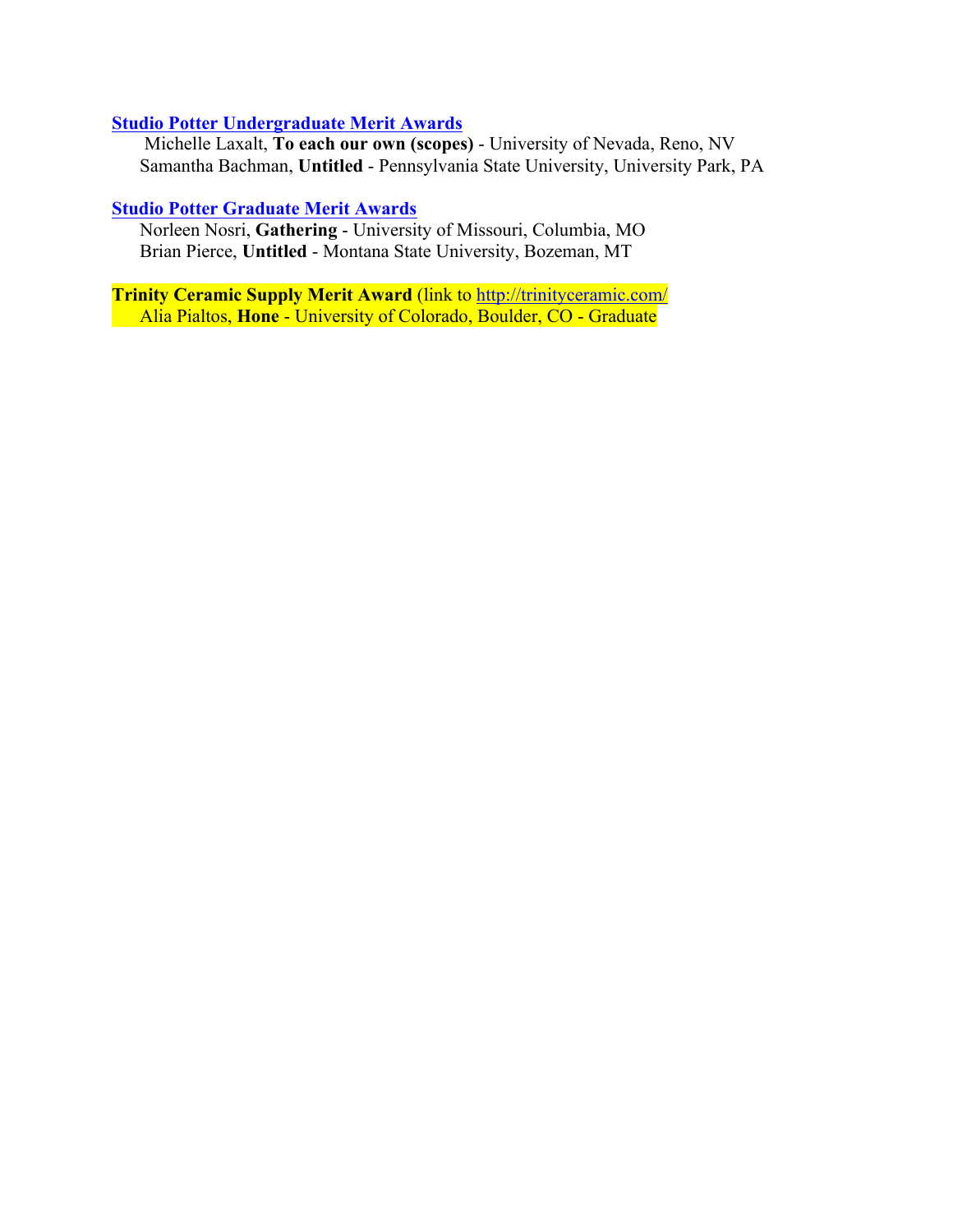**[Studio Potter Undergraduate Merit Awards]()**

Michelle Laxalt, **To each our own (scopes)** - University of Nevada, Reno, NV
Samantha Bachman, **Untitled** - Pennsylvania State University, University Park, PA

**[Studio Potter Graduate Merit Awards]()**

Norleen Nosri, **Gathering** - University of Missouri, Columbia, MO
Brian Pierce, **Untitled** - Montana State University, Bozeman, MT

**Trinity Ceramic Supply Merit Award** (link to http://trinityceramic.com/

Alia Pialtos, **Hone** - University of Colorado, Boulder, CO - Graduate